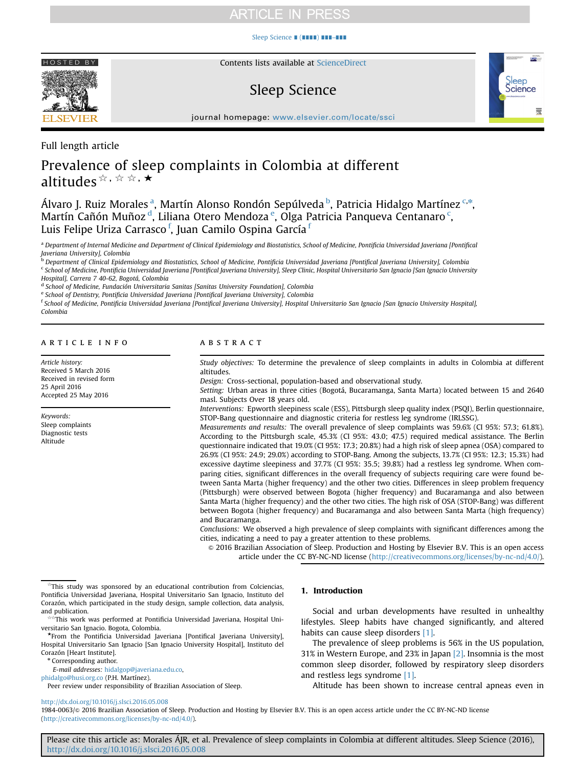Full length article

# Prevalence of sleep complaints in Colombia at different altitudes☆, ☆☆, ★

Álvaro J. Ruiz Morales [a], Martín Alonso Rondón Sepúlveda [b], Patricia Hidalgo Martínez [c,*], Martín Cañón Muñoz [d], Liliana Otero Mendoza [e], Olga Patricia Panqueva Centanaro [c], Luis Felipe Uriza Carrasco [f], Juan Camilo Ospina García [f]

[a] Department of Internal Medicine and Department of Clinical Epidemiology and Biostatistics, School of Medicine, Pontificia Universidad Javeriana [Pontifical Javeriana University], Colombia
[b] Department of Clinical Epidemiology and Biostatistics, School of Medicine, Pontificia Universidad Javeriana [Pontifical Javeriana University], Colombia
[c] School of Medicine, Pontificia Universidad Javeriana [Pontifical Javeriana University], Sleep Clinic, Hospital Universitario San Ignacio [San Ignacio University Hospital], Carrera 7 40-62, Bogotá, Colombia
[d] School of Medicine, Fundación Universitaria Sanitas [Sanitas University Foundation], Colombia
[e] School of Dentistry, Pontificia Universidad Javeriana [Pontifical Javeriana University], Colombia
[f] School of Medicine, Pontificia Universidad Javeriana [Pontifical Javeriana University], Hospital Universitario San Ignacio [San Ignacio University Hospital], Colombia

## ARTICLE INFO

*Article history:*
Received 5 March 2016
Received in revised form
25 April 2016
Accepted 25 May 2016

*Keywords:*
Sleep complaints
Diagnostic tests
Altitude

## ABSTRACT

*Study objectives:* To determine the prevalence of sleep complaints in adults in Colombia at different altitudes.
*Design:* Cross-sectional, population-based and observational study.
*Setting:* Urban areas in three cities (Bogotá, Bucaramanga, Santa Marta) located between 15 and 2640 masl. Subjects Over 18 years old.
*Interventions:* Epworth sleepiness scale (ESS), Pittsburgh sleep quality index (PSQI), Berlin questionnaire, STOP-Bang questionnaire and diagnostic criteria for restless leg syndrome (IRLSSG).
*Measurements and results:* The overall prevalence of sleep complaints was 59.6% (CI 95%: 57.3; 61.8%). According to the Pittsburgh scale, 45.3% (CI 95%: 43.0; 47.5) required medical assistance. The Berlin questionnaire indicated that 19.0% (CI 95%: 17.3; 20.8%) had a high risk of sleep apnea (OSA) compared to 26.9% (CI 95%: 24.9; 29.0%) according to STOP-Bang. Among the subjects, 13.7% (CI 95%: 12.3; 15.3%) had excessive daytime sleepiness and 37.7% (CI 95%: 35.5; 39.8%) had a restless leg syndrome. When comparing cities, significant differences in the overall frequency of subjects requiring care were found between Santa Marta (higher frequency) and the other two cities. Differences in sleep problem frequency (Pittsburgh) were observed between Bogota (higher frequency) and Bucaramanga and also between Santa Marta (higher frequency) and the other two cities. The high risk of OSA (STOP-Bang) was different between Bogota (higher frequency) and Bucaramanga and also between Santa Marta (high frequency) and Bucaramanga.
*Conclusions:* We observed a high prevalence of sleep complaints with significant differences among the cities, indicating a need to pay a greater attention to these problems.

© 2016 Brazilian Association of Sleep. Production and Hosting by Elsevier B.V. This is an open access article under the CC BY-NC-ND license (http://creativecommons.org/licenses/by-nc-nd/4.0/).

☆This study was sponsored by an educational contribution from Colciencias, Pontificia Universidad Javeriana, Hospital Universitario San Ignacio, Instituto del Corazón, which participated in the study design, sample collection, data analysis, and publication.
☆☆This work was performed at Pontificia Universidad Javeriana, Hospital Universitario San Ignacio. Bogota, Colombia.
★From the Pontificia Universidad Javeriana [Pontifical Javeriana University], Hospital Universitario San Ignacio [San Ignacio University Hospital], Instituto del Corazón [Heart Institute].
* Corresponding author.
*E-mail addresses:* hidalgop@javeriana.edu.co, phidalgo@husi.org.co (P.H. Martínez).
Peer review under responsibility of Brazilian Association of Sleep.

## 1. Introduction

Social and urban developments have resulted in unhealthy lifestyles. Sleep habits have changed significantly, and altered habits can cause sleep disorders [1].

The prevalence of sleep problems is 56% in the US population, 31% in Western Europe, and 23% in Japan [2]. Insomnia is the most common sleep disorder, followed by respiratory sleep disorders and restless legs syndrome [1].

Altitude has been shown to increase central apneas even in

http://dx.doi.org/10.1016/j.slsci.2016.05.008
1984-0063/© 2016 Brazilian Association of Sleep. Production and Hosting by Elsevier B.V. This is an open access article under the CC BY-NC-ND license (http://creativecommons.org/licenses/by-nc-nd/4.0/).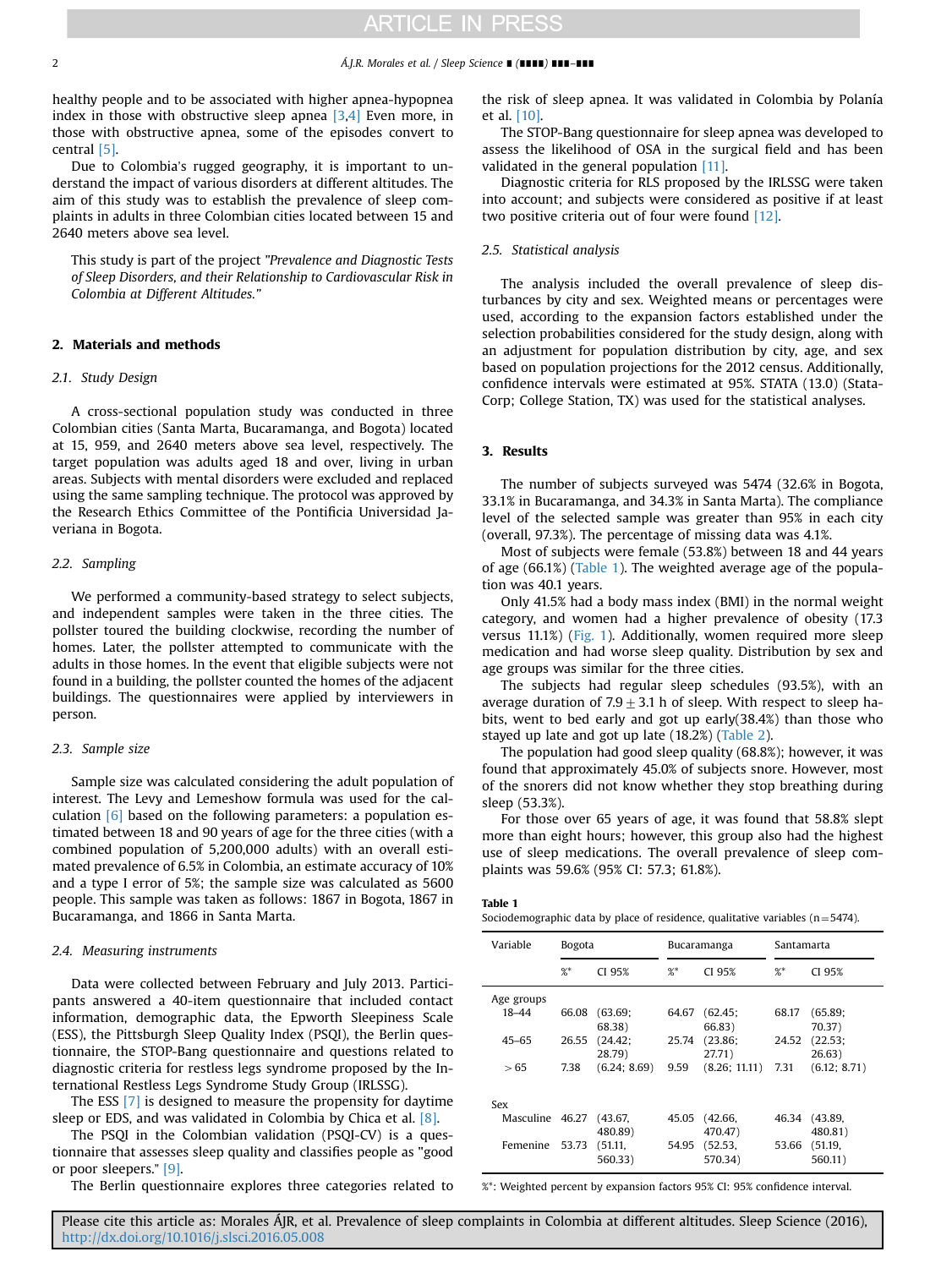healthy people and to be associated with higher apnea-hypopnea index in those with obstructive sleep apnea [3,4] Even more, in those with obstructive apnea, some of the episodes convert to central [5].

Due to Colombia's rugged geography, it is important to understand the impact of various disorders at different altitudes. The aim of this study was to establish the prevalence of sleep complaints in adults in three Colombian cities located between 15 and 2640 meters above sea level.

This study is part of the project *"Prevalence and Diagnostic Tests of Sleep Disorders, and their Relationship to Cardiovascular Risk in Colombia at Different Altitudes."*

## 2. Materials and methods

### 2.1. Study Design

A cross-sectional population study was conducted in three Colombian cities (Santa Marta, Bucaramanga, and Bogota) located at 15, 959, and 2640 meters above sea level, respectively. The target population was adults aged 18 and over, living in urban areas. Subjects with mental disorders were excluded and replaced using the same sampling technique. The protocol was approved by the Research Ethics Committee of the Pontificia Universidad Javeriana in Bogota.

### 2.2. Sampling

We performed a community-based strategy to select subjects, and independent samples were taken in the three cities. The pollster toured the building clockwise, recording the number of homes. Later, the pollster attempted to communicate with the adults in those homes. In the event that eligible subjects were not found in a building, the pollster counted the homes of the adjacent buildings. The questionnaires were applied by interviewers in person.

### 2.3. Sample size

Sample size was calculated considering the adult population of interest. The Levy and Lemeshow formula was used for the calculation [6] based on the following parameters: a population estimated between 18 and 90 years of age for the three cities (with a combined population of 5,200,000 adults) with an overall estimated prevalence of 6.5% in Colombia, an estimate accuracy of 10% and a type I error of 5%; the sample size was calculated as 5600 people. This sample was taken as follows: 1867 in Bogota, 1867 in Bucaramanga, and 1866 in Santa Marta.

### 2.4. Measuring instruments

Data were collected between February and July 2013. Participants answered a 40-item questionnaire that included contact information, demographic data, the Epworth Sleepiness Scale (ESS), the Pittsburgh Sleep Quality Index (PSQI), the Berlin questionnaire, the STOP-Bang questionnaire and questions related to diagnostic criteria for restless legs syndrome proposed by the International Restless Legs Syndrome Study Group (IRLSSG).

The ESS [7] is designed to measure the propensity for daytime sleep or EDS, and was validated in Colombia by Chica et al. [8].

The PSQI in the Colombian validation (PSQI-CV) is a questionnaire that assesses sleep quality and classifies people as "good or poor sleepers." [9].

The Berlin questionnaire explores three categories related to the risk of sleep apnea. It was validated in Colombia by Polanía et al. [10].

The STOP-Bang questionnaire for sleep apnea was developed to assess the likelihood of OSA in the surgical field and has been validated in the general population [11].

Diagnostic criteria for RLS proposed by the IRLSSG were taken into account; and subjects were considered as positive if at least two positive criteria out of four were found [12].

### 2.5. Statistical analysis

The analysis included the overall prevalence of sleep disturbances by city and sex. Weighted means or percentages were used, according to the expansion factors established under the selection probabilities considered for the study design, along with an adjustment for population distribution by city, age, and sex based on population projections for the 2012 census. Additionally, confidence intervals were estimated at 95%. STATA (13.0) (StataCorp; College Station, TX) was used for the statistical analyses.

## 3. Results

The number of subjects surveyed was 5474 (32.6% in Bogota, 33.1% in Bucaramanga, and 34.3% in Santa Marta). The compliance level of the selected sample was greater than 95% in each city (overall, 97.3%). The percentage of missing data was 4.1%.

Most of subjects were female (53.8%) between 18 and 44 years of age (66.1%) (Table 1). The weighted average age of the population was 40.1 years.

Only 41.5% had a body mass index (BMI) in the normal weight category, and women had a higher prevalence of obesity (17.3 versus 11.1%) (Fig. 1). Additionally, women required more sleep medication and had worse sleep quality. Distribution by sex and age groups was similar for the three cities.

The subjects had regular sleep schedules (93.5%), with an average duration of 7.9 ± 3.1 h of sleep. With respect to sleep habits, went to bed early and got up early(38.4%) than those who stayed up late and got up late (18.2%) (Table 2).

The population had good sleep quality (68.8%); however, it was found that approximately 45.0% of subjects snore. However, most of the snorers did not know whether they stop breathing during sleep (53.3%).

For those over 65 years of age, it was found that 58.8% slept more than eight hours; however, this group also had the highest use of sleep medications. The overall prevalence of sleep complaints was 59.6% (95% CI: 57.3; 61.8%).

**Table 1**
Sociodemographic data by place of residence, qualitative variables (n = 5474).

| Variable | Bogota | | Bucaramanga | | Santamarta | |
|---|---|---|---|---|---|---|
| | %* | CI 95% | %* | CI 95% | %* | CI 95% |
| Age groups | | | | | | |
| 18–44 | 66.08 | (63.69; 68.38) | 64.67 | (62.45; 66.83) | 68.17 | (65.89; 70.37) |
| 45–65 | 26.55 | (24.42; 28.79) | 25.74 | (23.86; 27.71) | 24.52 | (22.53; 26.63) |
| > 65 | 7.38 | (6.24; 8.69) | 9.59 | (8.26; 11.11) | 7.31 | (6.12; 8.71) |
| Sex | | | | | | |
| Masculine | 46.27 | (43.67, 480.89) | 45.05 | (42.66, 470.47) | 46.34 | (43.89, 480.81) |
| Femenine | 53.73 | (51.11, 560.33) | 54.95 | (52.53, 570.34) | 53.66 | (51.19, 560.11) |

%*: Weighted percent by expansion factors 95% CI: 95% confidence interval.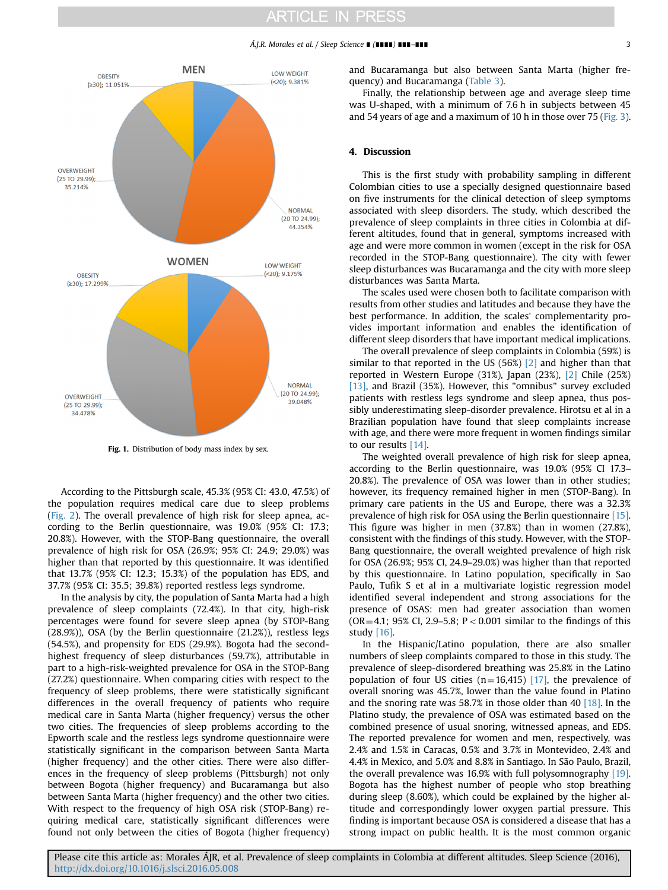Fig. 1. Distribution of body mass index by sex.

According to the Pittsburgh scale, 45.3% (95% CI: 43.0, 47.5%) of the population requires medical care due to sleep problems (Fig. 2). The overall prevalence of high risk for sleep apnea, according to the Berlin questionnaire, was 19.0% (95% CI: 17.3; 20.8%). However, with the STOP-Bang questionnaire, the overall prevalence of high risk for OSA (26.9%; 95% CI: 24.9; 29.0%) was higher than that reported by this questionnaire. It was identified that 13.7% (95% CI: 12.3; 15.3%) of the population has EDS, and 37.7% (95% CI: 35.5; 39.8%) reported restless legs syndrome.

In the analysis by city, the population of Santa Marta had a high prevalence of sleep complaints (72.4%). In that city, high-risk percentages were found for severe sleep apnea (by STOP-Bang (28.9%)), OSA (by the Berlin questionnaire (21.2%)), restless legs (54.5%), and propensity for EDS (29.9%). Bogota had the second-highest frequency of sleep disturbances (59.7%), attributable in part to a high-risk-weighted prevalence for OSA in the STOP-Bang (27.2%) questionnaire. When comparing cities with respect to the frequency of sleep problems, there were statistically significant differences in the overall frequency of patients who require medical care in Santa Marta (higher frequency) versus the other two cities. The frequencies of sleep problems according to the Epworth scale and the restless legs syndrome questionnaire were statistically significant in the comparison between Santa Marta (higher frequency) and the other cities. There were also differences in the frequency of sleep problems (Pittsburgh) not only between Bogota (higher frequency) and Bucaramanga but also between Santa Marta (higher frequency) and the other two cities. With respect to the frequency of high OSA risk (STOP-Bang) requiring medical care, statistically significant differences were found not only between the cities of Bogota (higher frequency) and Bucaramanga but also between Santa Marta (higher frequency) and Bucaramanga (Table 3).

Finally, the relationship between age and average sleep time was U-shaped, with a minimum of 7.6 h in subjects between 45 and 54 years of age and a maximum of 10 h in those over 75 (Fig. 3).

## 4. Discussion

This is the first study with probability sampling in different Colombian cities to use a specially designed questionnaire based on five instruments for the clinical detection of sleep symptoms associated with sleep disorders. The study, which described the prevalence of sleep complaints in three cities in Colombia at different altitudes, found that in general, symptoms increased with age and were more common in women (except in the risk for OSA recorded in the STOP-Bang questionnaire). The city with fewer sleep disturbances was Bucaramanga and the city with more sleep disturbances was Santa Marta.

The scales used were chosen both to facilitate comparison with results from other studies and latitudes and because they have the best performance. In addition, the scales' complementarity provides important information and enables the identification of different sleep disorders that have important medical implications.

The overall prevalence of sleep complaints in Colombia (59%) is similar to that reported in the US (56%) [2] and higher than that reported in Western Europe (31%), Japan (23%), [2] Chile (25%) [13], and Brazil (35%). However, this "omnibus" survey excluded patients with restless legs syndrome and sleep apnea, thus possibly underestimating sleep-disorder prevalence. Hirotsu et al in a Brazilian population have found that sleep complaints increase with age, and there were more frequent in women findings similar to our results [14].

The weighted overall prevalence of high risk for sleep apnea, according to the Berlin questionnaire, was 19.0% (95% CI 17.3–20.8%). The prevalence of OSA was lower than in other studies; however, its frequency remained higher in men (STOP-Bang). In primary care patients in the US and Europe, there was a 32.3% prevalence of high risk for OSA using the Berlin questionnaire [15]. This figure was higher in men (37.8%) than in women (27.8%), consistent with the findings of this study. However, with the STOP-Bang questionnaire, the overall weighted prevalence of high risk for OSA (26.9%; 95% CI, 24.9–29.0%) was higher than that reported by this questionnaire. In Latino population, specifically in Sao Paulo, Tufik S et al in a multivariate logistic regression model identified several independent and strong associations for the presence of OSAS: men had greater association than women (OR=4.1; 95% CI, 2.9–5.8; P < 0.001 similar to the findings of this study [16].

In the Hispanic/Latino population, there are also smaller numbers of sleep complaints compared to those in this study. The prevalence of sleep-disordered breathing was 25.8% in the Latino population of four US cities (n=16,415) [17], the prevalence of overall snoring was 45.7%, lower than the value found in Platino and the snoring rate was 58.7% in those older than 40 [18]. In the Platino study, the prevalence of OSA was estimated based on the combined presence of usual snoring, witnessed apneas, and EDS. The reported prevalence for women and men, respectively, was 2.4% and 1.5% in Caracas, 0.5% and 3.7% in Montevideo, 2.4% and 4.4% in Mexico, and 5.0% and 8.8% in Santiago. In São Paulo, Brazil, the overall prevalence was 16.9% with full polysomnography [19]. Bogota has the highest number of people who stop breathing during sleep (8.60%), which could be explained by the higher altitude and correspondingly lower oxygen partial pressure. This finding is important because OSA is considered a disease that has a strong impact on public health. It is the most common organic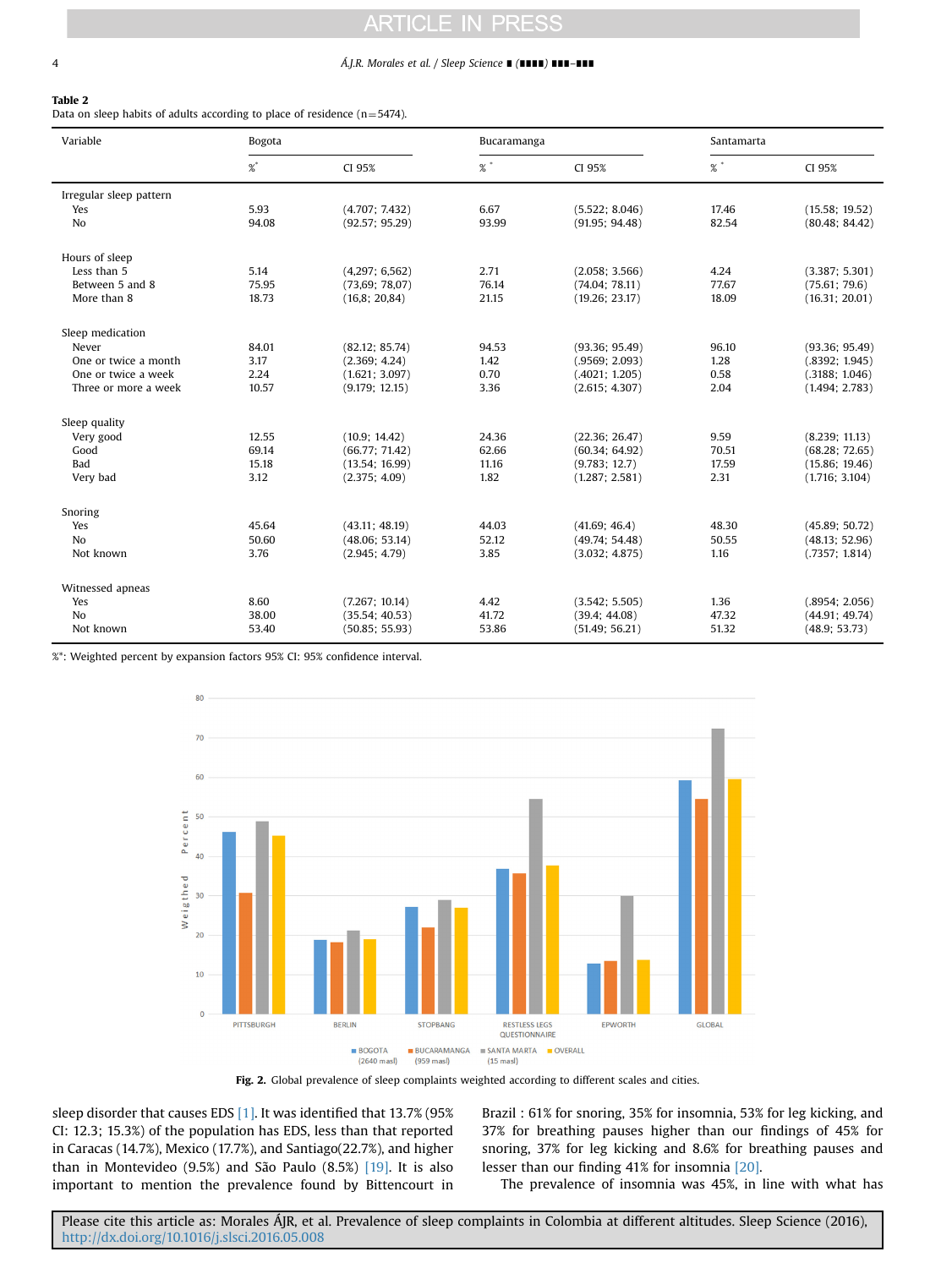**Table 2**
Data on sleep habits of adults according to place of residence (n=5474).

| Variable | Bogota | | Bucaramanga | | Santamarta | |
|---|---|---|---|---|---|---|
| | %* | CI 95% | % * | CI 95% | % * | CI 95% |
| **Irregular sleep pattern** | | | | | | |
| Yes | 5.93 | (4.707; 7.432) | 6.67 | (5.522; 8.046) | 17.46 | (15.58; 19.52) |
| No | 94.08 | (92.57; 95.29) | 93.99 | (91.95; 94.48) | 82.54 | (80.48; 84.42) |
| **Hours of sleep** | | | | | | |
| Less than 5 | 5.14 | (4,297; 6,562) | 2.71 | (2.058; 3.566) | 4.24 | (3.387; 5.301) |
| Between 5 and 8 | 75.95 | (73,69; 78,07) | 76.14 | (74.04; 78.11) | 77.67 | (75.61; 79.6) |
| More than 8 | 18.73 | (16,8; 20,84) | 21.15 | (19.26; 23.17) | 18.09 | (16.31; 20.01) |
| **Sleep medication** | | | | | | |
| Never | 84.01 | (82.12; 85.74) | 94.53 | (93.36; 95.49) | 96.10 | (93.36; 95.49) |
| One or twice a month | 3.17 | (2.369; 4.24) | 1.42 | (.9569; 2.093) | 1.28 | (.8392; 1.945) |
| One or twice a week | 2.24 | (1.621; 3.097) | 0.70 | (.4021; 1.205) | 0.58 | (.3188; 1.046) |
| Three or more a week | 10.57 | (9.179; 12.15) | 3.36 | (2.615; 4.307) | 2.04 | (1.494; 2.783) |
| **Sleep quality** | | | | | | |
| Very good | 12.55 | (10.9; 14.42) | 24.36 | (22.36; 26.47) | 9.59 | (8.239; 11.13) |
| Good | 69.14 | (66.77; 71.42) | 62.66 | (60.34; 64.92) | 70.51 | (68.28; 72.65) |
| Bad | 15.18 | (13.54; 16.99) | 11.16 | (9.783; 12.7) | 17.59 | (15.86; 19.46) |
| Very bad | 3.12 | (2.375; 4.09) | 1.82 | (1.287; 2.581) | 2.31 | (1.716; 3.104) |
| **Snoring** | | | | | | |
| Yes | 45.64 | (43.11; 48.19) | 44.03 | (41.69; 46.4) | 48.30 | (45.89; 50.72) |
| No | 50.60 | (48.06; 53.14) | 52.12 | (49.74; 54.48) | 50.55 | (48.13; 52.96) |
| Not known | 3.76 | (2.945; 4.79) | 3.85 | (3.032; 4.875) | 1.16 | (.7357; 1.814) |
| **Witnessed apneas** | | | | | | |
| Yes | 8.60 | (7.267; 10.14) | 4.42 | (3.542; 5.505) | 1.36 | (.8954; 2.056) |
| No | 38.00 | (35.54; 40.53) | 41.72 | (39.4; 44.08) | 47.32 | (44.91; 49.74) |
| Not known | 53.40 | (50.85; 55.93) | 53.86 | (51.49; 56.21) | 51.32 | (48.9; 53.73) |

%*: Weighted percent by expansion factors 95% CI: 95% confidence interval.

**Fig. 2.** Global prevalence of sleep complaints weighted according to different scales and cities.

sleep disorder that causes EDS [1]. It was identified that 13.7% (95% CI: 12.3; 15.3%) of the population has EDS, less than that reported in Caracas (14.7%), Mexico (17.7%), and Santiago(22.7%), and higher than in Montevideo (9.5%) and São Paulo (8.5%) [19]. It is also important to mention the prevalence found by Bittencourt in Brazil : 61% for snoring, 35% for insomnia, 53% for leg kicking, and 37% for breathing pauses higher than our findings of 45% for snoring, 37% for leg kicking and 8.6% for breathing pauses and lesser than our finding 41% for insomnia [20].

The prevalence of insomnia was 45%, in line with what has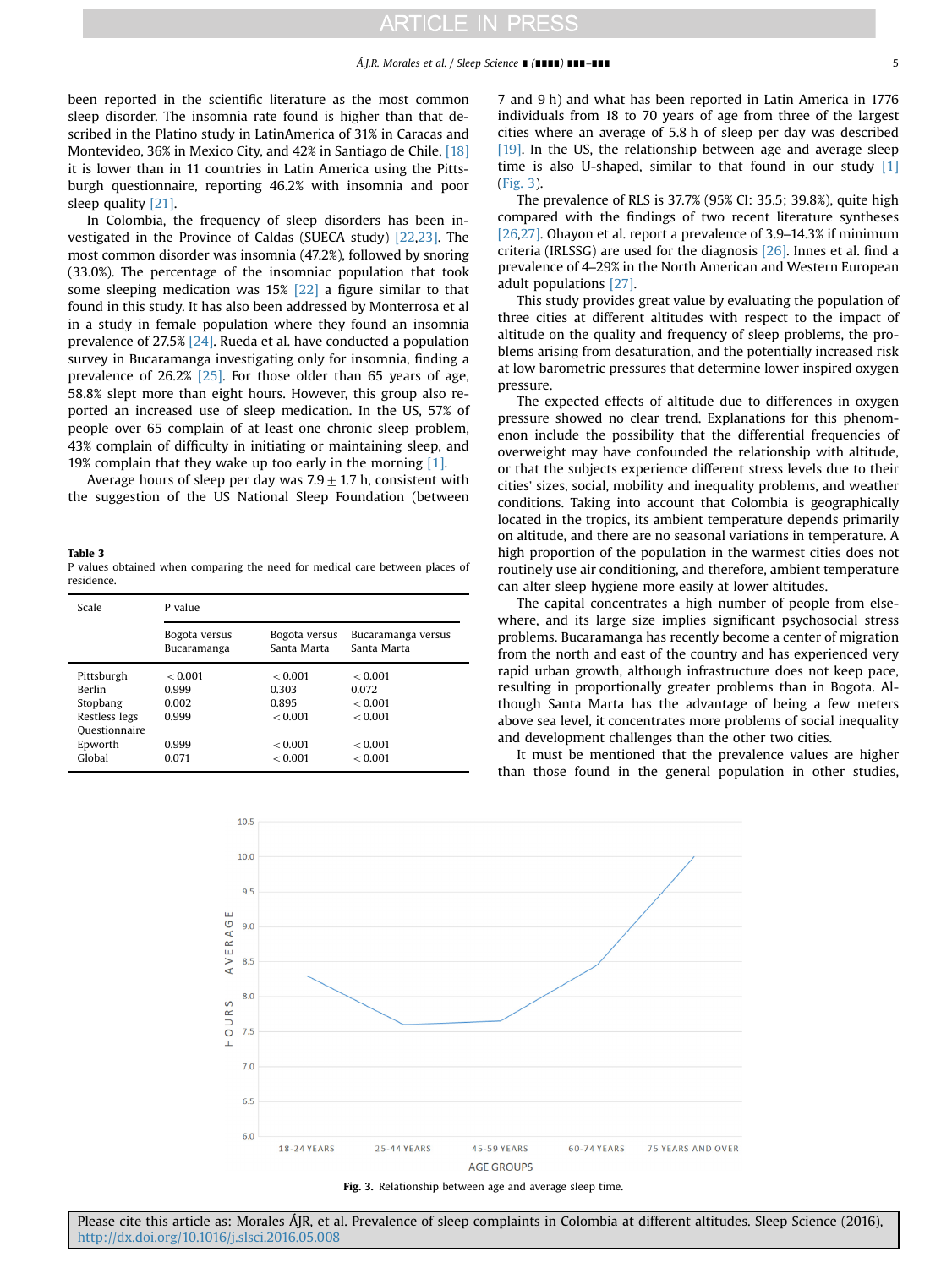been reported in the scientific literature as the most common sleep disorder. The insomnia rate found is higher than that described in the Platino study in LatinAmerica of 31% in Caracas and Montevideo, 36% in Mexico City, and 42% in Santiago de Chile, [18] it is lower than in 11 countries in Latin America using the Pittsburgh questionnaire, reporting 46.2% with insomnia and poor sleep quality [21].

In Colombia, the frequency of sleep disorders has been investigated in the Province of Caldas (SUECA study) [22,23]. The most common disorder was insomnia (47.2%), followed by snoring (33.0%). The percentage of the insomniac population that took some sleeping medication was 15% [22] a figure similar to that found in this study. It has also been addressed by Monterrosa et al in a study in female population where they found an insomnia prevalence of 27.5% [24]. Rueda et al. have conducted a population survey in Bucaramanga investigating only for insomnia, finding a prevalence of 26.2% [25]. For those older than 65 years of age, 58.8% slept more than eight hours. However, this group also reported an increased use of sleep medication. In the US, 57% of people over 65 complain of at least one chronic sleep problem, 43% complain of difficulty in initiating or maintaining sleep, and 19% complain that they wake up too early in the morning [1].

Average hours of sleep per day was 7.9 ± 1.7 h, consistent with the suggestion of the US National Sleep Foundation (between 7 and 9 h) and what has been reported in Latin America in 1776 individuals from 18 to 70 years of age from three of the largest cities where an average of 5.8 h of sleep per day was described [19]. In the US, the relationship between age and average sleep time is also U-shaped, similar to that found in our study [1] (Fig. 3).

**Table 3**
P values obtained when comparing the need for medical care between places of residence.

| Scale | P value | | |
|---|---|---|---|
| | Bogota versus Bucaramanga | Bogota versus Santa Marta | Bucaramanga versus Santa Marta |
| Pittsburgh | < 0.001 | < 0.001 | < 0.001 |
| Berlin | 0.999 | 0.303 | 0.072 |
| Stopbang | 0.002 | 0.895 | < 0.001 |
| Restless legs Questionnaire | 0.999 | < 0.001 | < 0.001 |
| Epworth | 0.999 | < 0.001 | < 0.001 |
| Global | 0.071 | < 0.001 | < 0.001 |

The prevalence of RLS is 37.7% (95% CI: 35.5; 39.8%), quite high compared with the findings of two recent literature syntheses [26,27]. Ohayon et al. report a prevalence of 3.9–14.3% if minimum criteria (IRLSSG) are used for the diagnosis [26]. Innes et al. find a prevalence of 4–29% in the North American and Western European adult populations [27].

This study provides great value by evaluating the population of three cities at different altitudes with respect to the impact of altitude on the quality and frequency of sleep problems, the problems arising from desaturation, and the potentially increased risk at low barometric pressures that determine lower inspired oxygen pressure.

The expected effects of altitude due to differences in oxygen pressure showed no clear trend. Explanations for this phenomenon include the possibility that the differential frequencies of overweight may have confounded the relationship with altitude, or that the subjects experience different stress levels due to their cities' sizes, social, mobility and inequality problems, and weather conditions. Taking into account that Colombia is geographically located in the tropics, its ambient temperature depends primarily on altitude, and there are no seasonal variations in temperature. A high proportion of the population in the warmest cities does not routinely use air conditioning, and therefore, ambient temperature can alter sleep hygiene more easily at lower altitudes.

The capital concentrates a high number of people from elsewhere, and its large size implies significant psychosocial stress problems. Bucaramanga has recently become a center of migration from the north and east of the country and has experienced very rapid urban growth, although infrastructure does not keep pace, resulting in proportionally greater problems than in Bogota. Although Santa Marta has the advantage of being a few meters above sea level, it concentrates more problems of social inequality and development challenges than the other two cities.

It must be mentioned that the prevalence values are higher than those found in the general population in other studies,

**Fig. 3.** Relationship between age and average sleep time.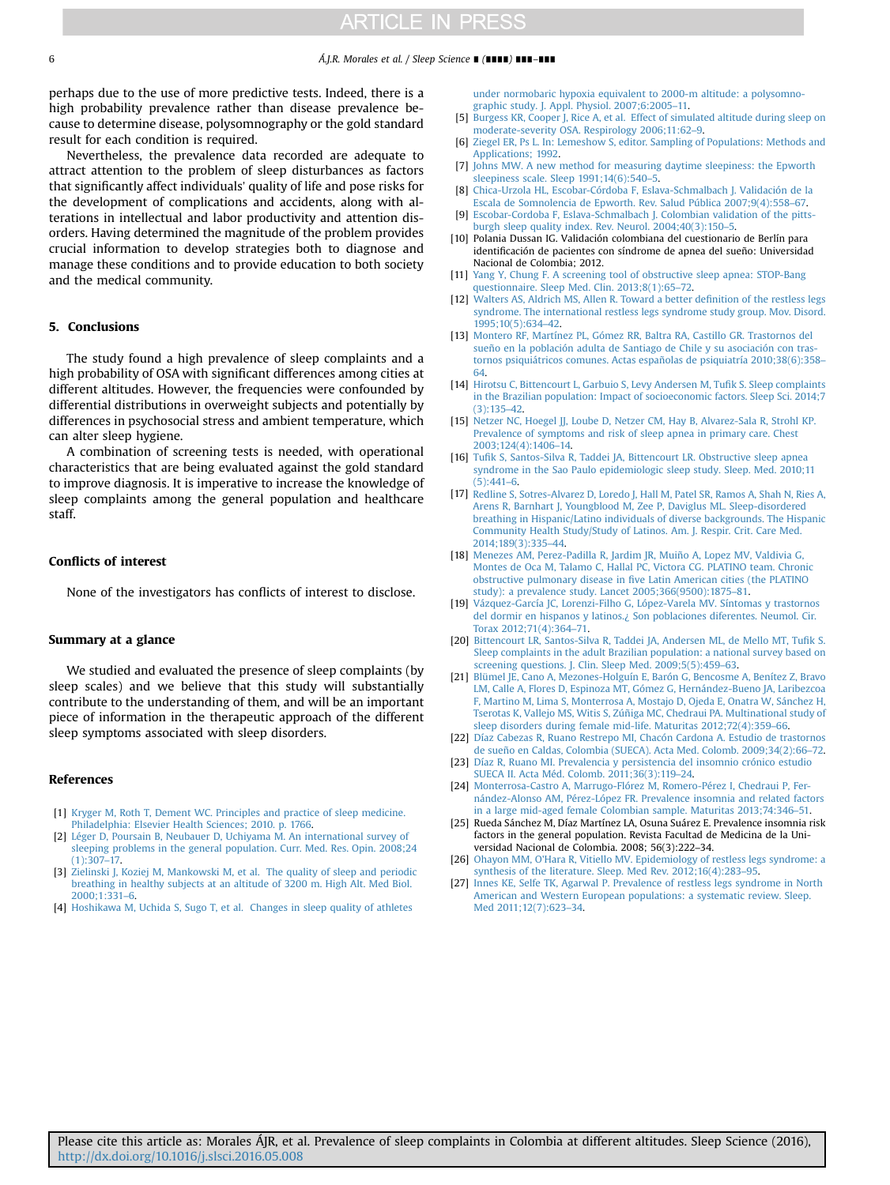perhaps due to the use of more predictive tests. Indeed, there is a high probability prevalence rather than disease prevalence because to determine disease, polysomnography or the gold standard result for each condition is required.

Nevertheless, the prevalence data recorded are adequate to attract attention to the problem of sleep disturbances as factors that significantly affect individuals' quality of life and pose risks for the development of complications and accidents, along with alterations in intellectual and labor productivity and attention disorders. Having determined the magnitude of the problem provides crucial information to develop strategies both to diagnose and manage these conditions and to provide education to both society and the medical community.

## 5. Conclusions

The study found a high prevalence of sleep complaints and a high probability of OSA with significant differences among cities at different altitudes. However, the frequencies were confounded by differential distributions in overweight subjects and potentially by differences in psychosocial stress and ambient temperature, which can alter sleep hygiene.

A combination of screening tests is needed, with operational characteristics that are being evaluated against the gold standard to improve diagnosis. It is imperative to increase the knowledge of sleep complaints among the general population and healthcare staff.

## Conflicts of interest

None of the investigators has conflicts of interest to disclose.

## Summary at a glance

We studied and evaluated the presence of sleep complaints (by sleep scales) and we believe that this study will substantially contribute to the understanding of them, and will be an important piece of information in the therapeutic approach of the different sleep symptoms associated with sleep disorders.

## References

[1] Kryger M, Roth T, Dement WC. Principles and practice of sleep medicine. Philadelphia: Elsevier Health Sciences; 2010. p. 1766.

[2] Léger D, Poursain B, Neubauer D, Uchiyama M. An international survey of sleeping problems in the general population. Curr. Med. Res. Opin. 2008;24 (1):307–17.

[3] Zielinski J, Koziej M, Mankowski M, et al. The quality of sleep and periodic breathing in healthy subjects at an altitude of 3200 m. High Alt. Med Biol. 2000;1:331–6.

[4] Hoshikawa M, Uchida S, Sugo T, et al. Changes in sleep quality of athletes under normobaric hypoxia equivalent to 2000-m altitude: a polysomnographic study. J. Appl. Physiol. 2007;6:2005–11.

[5] Burgess KR, Cooper J, Rice A, et al. Effect of simulated altitude during sleep on moderate-severity OSA. Respirology 2006;11:62–9.

[6] Ziegel ER, Ps L. In: Lemeshow S, editor. Sampling of Populations: Methods and Applications; 1992.

[7] Johns MW. A new method for measuring daytime sleepiness: the Epworth sleepiness scale. Sleep 1991;14(6):540–5.

[8] Chica-Urzola HL, Escobar-Córdoba F, Eslava-Schmalbach J. Validación de la Escala de Somnolencia de Epworth. Rev. Salud Pública 2007;9(4):558–67.

[9] Escobar-Cordoba F, Eslava-Schmalbach J. Colombian validation of the pittsburgh sleep quality index. Rev. Neurol. 2004;40(3):150–5.

[10] Polania Dussan IG. Validación colombiana del cuestionario de Berlín para identificación de pacientes con síndrome de apnea del sueño: Universidad Nacional de Colombia; 2012.

[11] Yang Y, Chung F. A screening tool of obstructive sleep apnea: STOP-Bang questionnaire. Sleep Med. Clin. 2013;8(1):65–72.

[12] Walters AS, Aldrich MS, Allen R. Toward a better definition of the restless legs syndrome. The international restless legs syndrome study group. Mov. Disord. 1995;10(5):634–42.

[13] Montero RF, Martínez PL, Gómez RR, Baltra RA, Castillo GR. Trastornos del sueño en la población adulta de Santiago de Chile y su asociación con trastornos psiquiátricos comunes. Actas españolas de psiquiatría 2010;38(6):358–64.

[14] Hirotsu C, Bittencourt L, Garbuio S, Levy Andersen M, Tufik S. Sleep complaints in the Brazilian population: Impact of socioeconomic factors. Sleep Sci. 2014;7 (3):135–42.

[15] Netzer NC, Hoegel JJ, Loube D, Netzer CM, Hay B, Alvarez-Sala R, Strohl KP. Prevalence of symptoms and risk of sleep apnea in primary care. Chest 2003;124(4):1406–14.

[16] Tufik S, Santos-Silva R, Taddei JA, Bittencourt LR. Obstructive sleep apnea syndrome in the Sao Paulo epidemiologic sleep study. Sleep. Med. 2010;11 (5):441–6.

[17] Redline S, Sotres-Alvarez D, Loredo J, Hall M, Patel SR, Ramos A, Shah N, Ries A, Arens R, Barnhart J, Youngblood M, Zee P, Daviglus ML. Sleep-disordered breathing in Hispanic/Latino individuals of diverse backgrounds. The Hispanic Community Health Study/Study of Latinos. Am. J. Respir. Crit. Care Med. 2014;189(3):335–44.

[18] Menezes AM, Perez-Padilla R, Jardim JR, Muiño A, Lopez MV, Valdivia G, Montes de Oca M, Talamo C, Hallal PC, Victora CG. PLATINO team. Chronic obstructive pulmonary disease in five Latin American cities (the PLATINO study): a prevalence study. Lancet 2005;366(9500):1875–81.

[19] Vázquez-García JC, Lorenzi-Filho G, López-Varela MV. Síntomas y trastornos del dormir en hispanos y latinos.¿ Son poblaciones diferentes. Neumol. Cir. Torax 2012;71(4):364–71.

[20] Bittencourt LR, Santos-Silva R, Taddei JA, Andersen ML, de Mello MT, Tufik S. Sleep complaints in the adult Brazilian population: a national survey based on screening questions. J. Clin. Sleep Med. 2009;5(5):459–63.

[21] Blümel JE, Cano A, Mezones-Holguín E, Barón G, Bencosme A, Benítez Z, Bravo LM, Calle A, Flores D, Espinoza MT, Gómez G, Hernández-Bueno JA, Laribezcoa F, Martino M, Lima S, Monterrosa A, Mostajo D, Ojeda E, Onatra W, Sánchez H, Tserotas K, Vallejo MS, Witis S, Zúñiga MC, Chedraui PA. Multinational study of sleep disorders during female mid-life. Maturitas 2012;72(4):359–66.

[22] Díaz Cabezas R, Ruano Restrepo MI, Chacón Cardona A. Estudio de trastornos de sueño en Caldas, Colombia (SUECA). Acta Med. Colomb. 2009;34(2):66–72.

[23] Díaz R, Ruano MI. Prevalencia y persistencia del insomnio crónico estudio SUECA II. Acta Méd. Colomb. 2011;36(3):119–24.

[24] Monterrosa-Castro A, Marrugo-Flórez M, Romero-Pérez I, Chedraui P, Fernández-Alonso AM, Pérez-López FR. Prevalence insomnia and related factors in a large mid-aged female Colombian sample. Maturitas 2013;74:346–51.

[25] Rueda Sánchez M, Díaz Martínez LA, Osuna Suárez E. Prevalence insomnia risk factors in the general population. Revista Facultad de Medicina de la Universidad Nacional de Colombia. 2008; 56(3):222–34.

[26] Ohayon MM, O'Hara R, Vitiello MV. Epidemiology of restless legs syndrome: a synthesis of the literature. Sleep. Med Rev. 2012;16(4):283–95.

[27] Innes KE, Selfe TK, Agarwal P. Prevalence of restless legs syndrome in North American and Western European populations: a systematic review. Sleep. Med 2011;12(7):623–34.

Please cite this article as: Morales ÁJR, et al. Prevalence of sleep complaints in Colombia at different altitudes. Sleep Science (2016), http://dx.doi.org/10.1016/j.slsci.2016.05.008